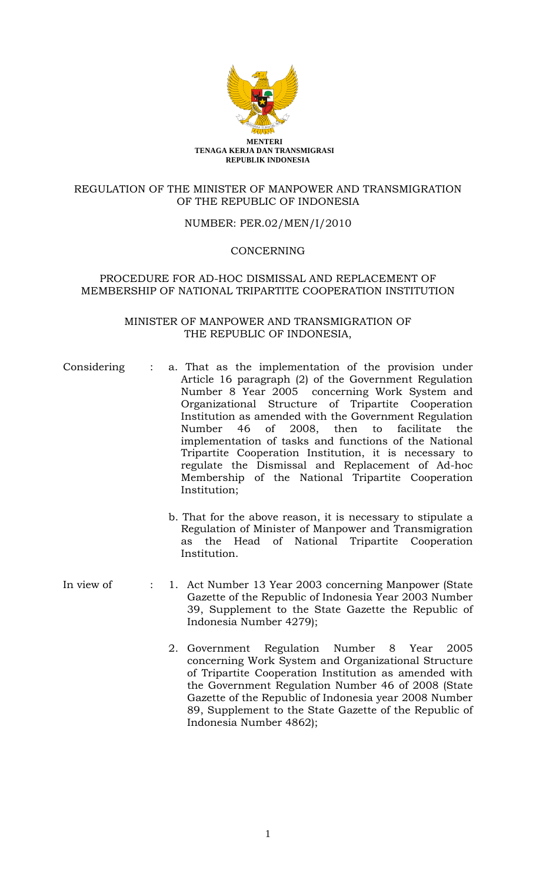**MENTERI**
**TENAGA KERJA DAN TRANSMIGRASI**
**REPUBLIK INDONESIA**

# REGULATION OF THE MINISTER OF MANPOWER AND TRANSMIGRATION OF THE REPUBLIC OF INDONESIA

NUMBER: PER.02/MEN/I/2010

CONCERNING

PROCEDURE FOR AD-HOC DISMISSAL AND REPLACEMENT OF MEMBERSHIP OF NATIONAL TRIPARTITE COOPERATION INSTITUTION

MINISTER OF MANPOWER AND TRANSMIGRATION OF THE REPUBLIC OF INDONESIA,

Considering :

a. That as the implementation of the provision under Article 16 paragraph (2) of the Government Regulation Number 8 Year 2005 concerning Work System and Organizational Structure of Tripartite Cooperation Institution as amended with the Government Regulation Number 46 of 2008, then to facilitate the implementation of tasks and functions of the National Tripartite Cooperation Institution, it is necessary to regulate the Dismissal and Replacement of Ad-hoc Membership of the National Tripartite Cooperation Institution;

b. That for the above reason, it is necessary to stipulate a Regulation of Minister of Manpower and Transmigration as the Head of National Tripartite Cooperation Institution.

In view of :

1. Act Number 13 Year 2003 concerning Manpower (State Gazette of the Republic of Indonesia Year 2003 Number 39, Supplement to the State Gazette the Republic of Indonesia Number 4279);

2. Government Regulation Number 8 Year 2005 concerning Work System and Organizational Structure of Tripartite Cooperation Institution as amended with the Government Regulation Number 46 of 2008 (State Gazette of the Republic of Indonesia year 2008 Number 89, Supplement to the State Gazette of the Republic of Indonesia Number 4862);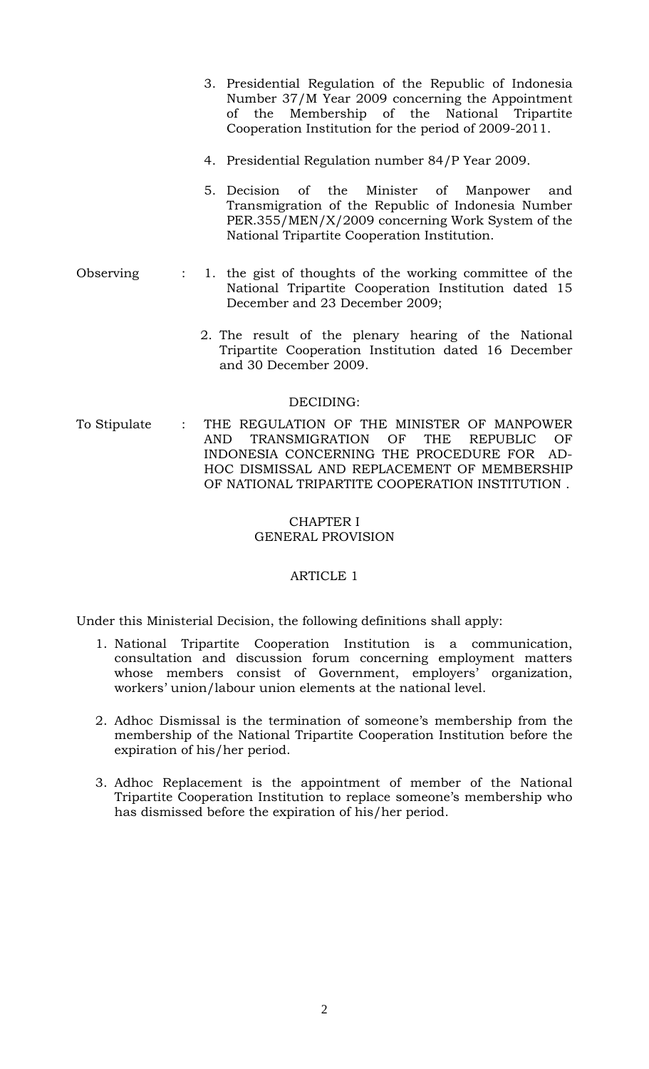3. Presidential Regulation of the Republic of Indonesia Number 37/M Year 2009 concerning the Appointment of the Membership of the National Tripartite Cooperation Institution for the period of 2009-2011.

4. Presidential Regulation number 84/P Year 2009.

5. Decision of the Minister of Manpower and Transmigration of the Republic of Indonesia Number PER.355/MEN/X/2009 concerning Work System of the National Tripartite Cooperation Institution.

Observing :

1. the gist of thoughts of the working committee of the National Tripartite Cooperation Institution dated 15 December and 23 December 2009;

2. The result of the plenary hearing of the National Tripartite Cooperation Institution dated 16 December and 30 December 2009.

DECIDING:

To Stipulate : THE REGULATION OF THE MINISTER OF MANPOWER AND TRANSMIGRATION OF THE REPUBLIC OF INDONESIA CONCERNING THE PROCEDURE FOR AD-HOC DISMISSAL AND REPLACEMENT OF MEMBERSHIP OF NATIONAL TRIPARTITE COOPERATION INSTITUTION .

## CHAPTER I
## GENERAL PROVISION

### ARTICLE 1

Under this Ministerial Decision, the following definitions shall apply:

1. National Tripartite Cooperation Institution is a communication, consultation and discussion forum concerning employment matters whose members consist of Government, employers' organization, workers' union/labour union elements at the national level.

2. Adhoc Dismissal is the termination of someone's membership from the membership of the National Tripartite Cooperation Institution before the expiration of his/her period.

3. Adhoc Replacement is the appointment of member of the National Tripartite Cooperation Institution to replace someone's membership who has dismissed before the expiration of his/her period.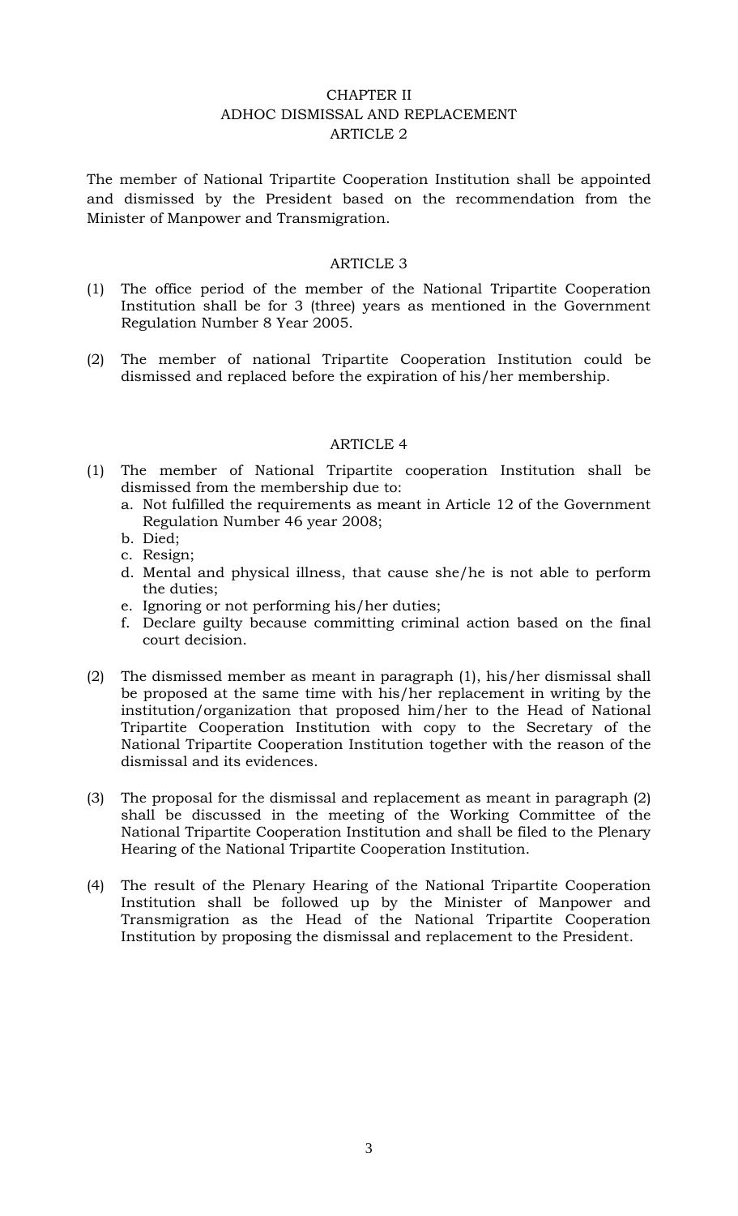## CHAPTER II
## ADHOC DISMISSAL AND REPLACEMENT
### ARTICLE 2

The member of National Tripartite Cooperation Institution shall be appointed and dismissed by the President based on the recommendation from the Minister of Manpower and Transmigration.

### ARTICLE 3

(1) The office period of the member of the National Tripartite Cooperation Institution shall be for 3 (three) years as mentioned in the Government Regulation Number 8 Year 2005.

(2) The member of national Tripartite Cooperation Institution could be dismissed and replaced before the expiration of his/her membership.

### ARTICLE 4

(1) The member of National Tripartite cooperation Institution shall be dismissed from the membership due to:
   a. Not fulfilled the requirements as meant in Article 12 of the Government Regulation Number 46 year 2008;
   b. Died;
   c. Resign;
   d. Mental and physical illness, that cause she/he is not able to perform the duties;
   e. Ignoring or not performing his/her duties;
   f. Declare guilty because committing criminal action based on the final court decision.

(2) The dismissed member as meant in paragraph (1), his/her dismissal shall be proposed at the same time with his/her replacement in writing by the institution/organization that proposed him/her to the Head of National Tripartite Cooperation Institution with copy to the Secretary of the National Tripartite Cooperation Institution together with the reason of the dismissal and its evidences.

(3) The proposal for the dismissal and replacement as meant in paragraph (2) shall be discussed in the meeting of the Working Committee of the National Tripartite Cooperation Institution and shall be filed to the Plenary Hearing of the National Tripartite Cooperation Institution.

(4) The result of the Plenary Hearing of the National Tripartite Cooperation Institution shall be followed up by the Minister of Manpower and Transmigration as the Head of the National Tripartite Cooperation Institution by proposing the dismissal and replacement to the President.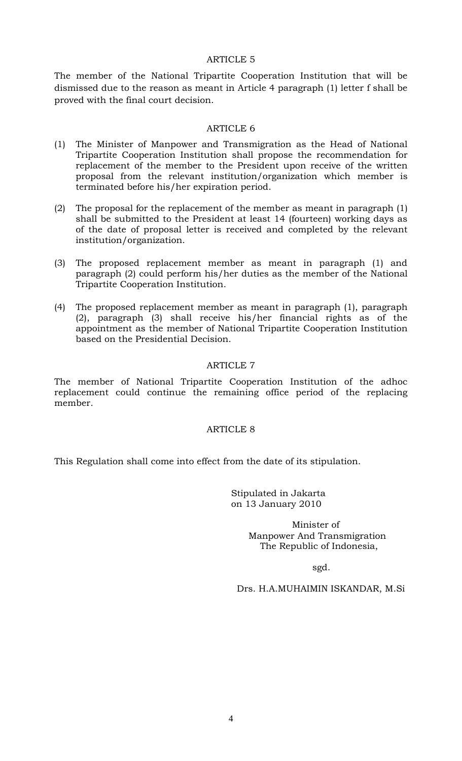## ARTICLE 5

The member of the National Tripartite Cooperation Institution that will be dismissed due to the reason as meant in Article 4 paragraph (1) letter f shall be proved with the final court decision.

## ARTICLE 6

(1) The Minister of Manpower and Transmigration as the Head of National Tripartite Cooperation Institution shall propose the recommendation for replacement of the member to the President upon receive of the written proposal from the relevant institution/organization which member is terminated before his/her expiration period.

(2) The proposal for the replacement of the member as meant in paragraph (1) shall be submitted to the President at least 14 (fourteen) working days as of the date of proposal letter is received and completed by the relevant institution/organization.

(3) The proposed replacement member as meant in paragraph (1) and paragraph (2) could perform his/her duties as the member of the National Tripartite Cooperation Institution.

(4) The proposed replacement member as meant in paragraph (1), paragraph (2), paragraph (3) shall receive his/her financial rights as of the appointment as the member of National Tripartite Cooperation Institution based on the Presidential Decision.

## ARTICLE 7

The member of National Tripartite Cooperation Institution of the adhoc replacement could continue the remaining office period of the replacing member.

## ARTICLE 8

This Regulation shall come into effect from the date of its stipulation.

Stipulated in Jakarta
on 13 January 2010

Minister of
Manpower And Transmigration
The Republic of Indonesia,

sgd.

Drs. H.A.MUHAIMIN ISKANDAR, M.Si